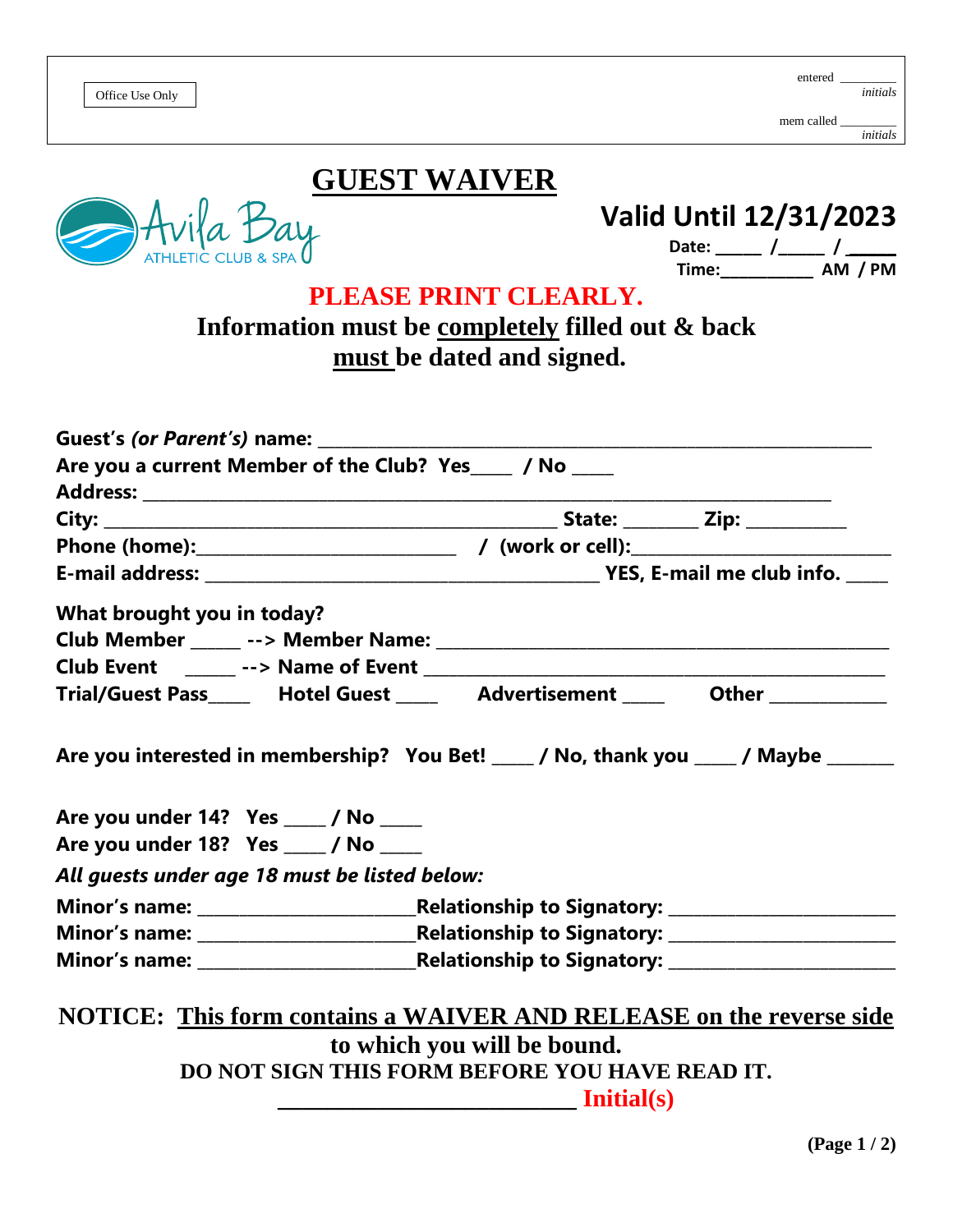Office Use Only

entered _________ *initials*

mem called _________ *initials*

# GUEST WAIVER

Avila Bay ATHLETIC CLUB & SPA

## Valid Until 12/31/2023

**Date: _____ /_____ / _____**
**Time:__________ AM / PM**

**PLEASE PRINT CLEARLY.**

**Information must be completely filled out & back must be dated and signed.**

**Guest's *(or Parent's)* name:** ______________________________________________

**Are you a current Member of the Club? Yes____ / No ____**

**Address:** ______________________________________________

**City:** ______________________ **State:** ________ **Zip:** ___________

**Phone (home):**____________________ / **(work or cell):**____________________

**E-mail address:** ______________________ **YES, E-mail me club info.** ____

**What brought you in today?**

**Club Member _____ --> Member Name:** ______________________________

**Club Event _____ --> Name of Event** ______________________________

**Trial/Guest Pass____ Hotel Guest ____ Advertisement ____ Other ____________**

**Are you interested in membership? You Bet! ____ / No, thank you ____ / Maybe _______**

**Are you under 14? Yes ____ / No ____**

**Are you under 18? Yes ____ / No ____**

***All guests under age 18 must be listed below:***

**Minor's name:** ______________________**Relationship to Signatory:** ______________________

**Minor's name:** ______________________**Relationship to Signatory:** ______________________

**Minor's name:** ______________________**Relationship to Signatory:** ______________________

**NOTICE: This form contains a WAIVER AND RELEASE on the reverse side to which you will be bound.**

**DO NOT SIGN THIS FORM BEFORE YOU HAVE READ IT.**

__________________________ **Initial(s)**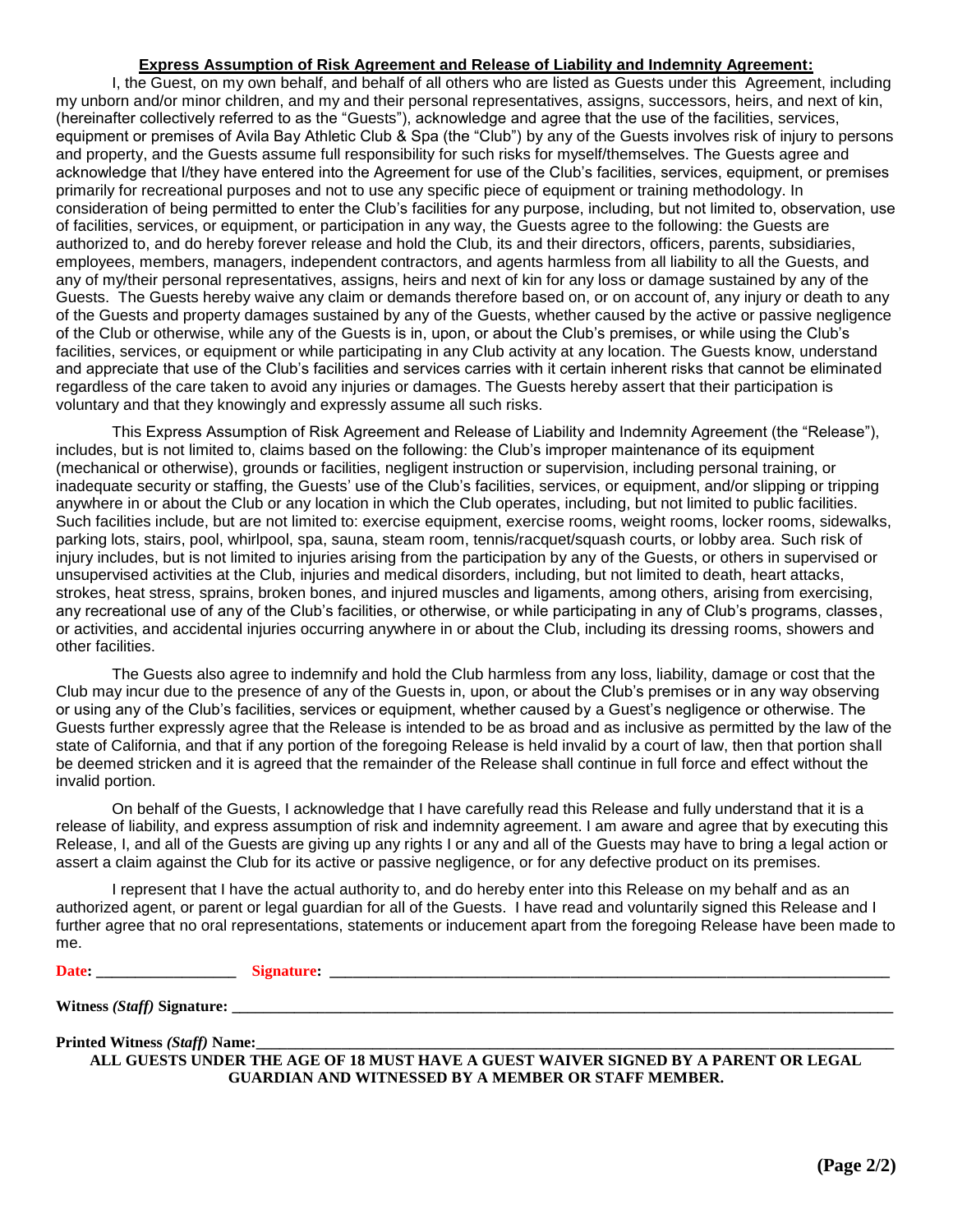## Express Assumption of Risk Agreement and Release of Liability and Indemnity Agreement:

I, the Guest, on my own behalf, and behalf of all others who are listed as Guests under this Agreement, including my unborn and/or minor children, and my and their personal representatives, assigns, successors, heirs, and next of kin, (hereinafter collectively referred to as the "Guests"), acknowledge and agree that the use of the facilities, services, equipment or premises of Avila Bay Athletic Club & Spa (the "Club") by any of the Guests involves risk of injury to persons and property, and the Guests assume full responsibility for such risks for myself/themselves. The Guests agree and acknowledge that I/they have entered into the Agreement for use of the Club's facilities, services, equipment, or premises primarily for recreational purposes and not to use any specific piece of equipment or training methodology. In consideration of being permitted to enter the Club's facilities for any purpose, including, but not limited to, observation, use of facilities, services, or equipment, or participation in any way, the Guests agree to the following: the Guests are authorized to, and do hereby forever release and hold the Club, its and their directors, officers, parents, subsidiaries, employees, members, managers, independent contractors, and agents harmless from all liability to all the Guests, and any of my/their personal representatives, assigns, heirs and next of kin for any loss or damage sustained by any of the Guests. The Guests hereby waive any claim or demands therefore based on, or on account of, any injury or death to any of the Guests and property damages sustained by any of the Guests, whether caused by the active or passive negligence of the Club or otherwise, while any of the Guests is in, upon, or about the Club's premises, or while using the Club's facilities, services, or equipment or while participating in any Club activity at any location. The Guests know, understand and appreciate that use of the Club's facilities and services carries with it certain inherent risks that cannot be eliminated regardless of the care taken to avoid any injuries or damages. The Guests hereby assert that their participation is voluntary and that they knowingly and expressly assume all such risks.

This Express Assumption of Risk Agreement and Release of Liability and Indemnity Agreement (the "Release"), includes, but is not limited to, claims based on the following: the Club's improper maintenance of its equipment (mechanical or otherwise), grounds or facilities, negligent instruction or supervision, including personal training, or inadequate security or staffing, the Guests' use of the Club's facilities, services, or equipment, and/or slipping or tripping anywhere in or about the Club or any location in which the Club operates, including, but not limited to public facilities. Such facilities include, but are not limited to: exercise equipment, exercise rooms, weight rooms, locker rooms, sidewalks, parking lots, stairs, pool, whirlpool, spa, sauna, steam room, tennis/racquet/squash courts, or lobby area. Such risk of injury includes, but is not limited to injuries arising from the participation by any of the Guests, or others in supervised or unsupervised activities at the Club, injuries and medical disorders, including, but not limited to death, heart attacks, strokes, heat stress, sprains, broken bones, and injured muscles and ligaments, among others, arising from exercising, any recreational use of any of the Club's facilities, or otherwise, or while participating in any of Club's programs, classes, or activities, and accidental injuries occurring anywhere in or about the Club, including its dressing rooms, showers and other facilities.

The Guests also agree to indemnify and hold the Club harmless from any loss, liability, damage or cost that the Club may incur due to the presence of any of the Guests in, upon, or about the Club's premises or in any way observing or using any of the Club's facilities, services or equipment, whether caused by a Guest's negligence or otherwise. The Guests further expressly agree that the Release is intended to be as broad and as inclusive as permitted by the law of the state of California, and that if any portion of the foregoing Release is held invalid by a court of law, then that portion shall be deemed stricken and it is agreed that the remainder of the Release shall continue in full force and effect without the invalid portion.

On behalf of the Guests, I acknowledge that I have carefully read this Release and fully understand that it is a release of liability, and express assumption of risk and indemnity agreement. I am aware and agree that by executing this Release, I, and all of the Guests are giving up any rights I or any and all of the Guests may have to bring a legal action or assert a claim against the Club for its active or passive negligence, or for any defective product on its premises.

I represent that I have the actual authority to, and do hereby enter into this Release on my behalf and as an authorized agent, or parent or legal guardian for all of the Guests. I have read and voluntarily signed this Release and I further agree that no oral representations, statements or inducement apart from the foregoing Release have been made to me.

**Date:** _________________ **Signature:** ______________________________________________________________________

**Witness *(Staff)* Signature:** ______________________________________________________________________________

**Printed Witness *(Staff)* Name:**___________________________________________________________________________

**ALL GUESTS UNDER THE AGE OF 18 MUST HAVE A GUEST WAIVER SIGNED BY A PARENT OR LEGAL GUARDIAN AND WITNESSED BY A MEMBER OR STAFF MEMBER.**